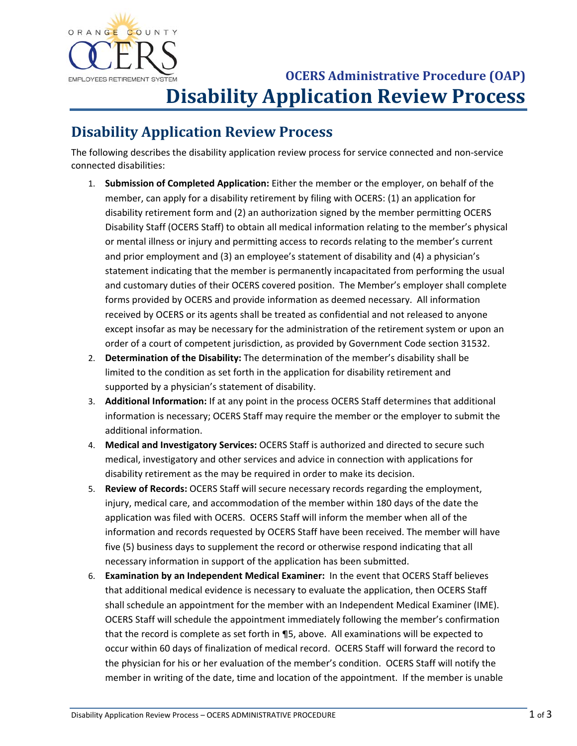OCERS Administrative Procedure (OAP)

# Disability Application Review Process

## Disability Application Review Process

The following describes the disability application review process for service connected and non-service connected disabilities:

1. **Submission of Completed Application:** Either the member or the employer, on behalf of the member, can apply for a disability retirement by filing with OCERS: (1) an application for disability retirement form and (2) an authorization signed by the member permitting OCERS Disability Staff (OCERS Staff) to obtain all medical information relating to the member's physical or mental illness or injury and permitting access to records relating to the member's current and prior employment and (3) an employee's statement of disability and (4) a physician's statement indicating that the member is permanently incapacitated from performing the usual and customary duties of their OCERS covered position. The Member's employer shall complete forms provided by OCERS and provide information as deemed necessary. All information received by OCERS or its agents shall be treated as confidential and not released to anyone except insofar as may be necessary for the administration of the retirement system or upon an order of a court of competent jurisdiction, as provided by Government Code section 31532.
2. **Determination of the Disability:** The determination of the member's disability shall be limited to the condition as set forth in the application for disability retirement and supported by a physician's statement of disability.
3. **Additional Information:** If at any point in the process OCERS Staff determines that additional information is necessary; OCERS Staff may require the member or the employer to submit the additional information.
4. **Medical and Investigatory Services:** OCERS Staff is authorized and directed to secure such medical, investigatory and other services and advice in connection with applications for disability retirement as the may be required in order to make its decision.
5. **Review of Records:** OCERS Staff will secure necessary records regarding the employment, injury, medical care, and accommodation of the member within 180 days of the date the application was filed with OCERS. OCERS Staff will inform the member when all of the information and records requested by OCERS Staff have been received. The member will have five (5) business days to supplement the record or otherwise respond indicating that all necessary information in support of the application has been submitted.
6. **Examination by an Independent Medical Examiner:** In the event that OCERS Staff believes that additional medical evidence is necessary to evaluate the application, then OCERS Staff shall schedule an appointment for the member with an Independent Medical Examiner (IME). OCERS Staff will schedule the appointment immediately following the member's confirmation that the record is complete as set forth in ¶5, above. All examinations will be expected to occur within 60 days of finalization of medical record. OCERS Staff will forward the record to the physician for his or her evaluation of the member's condition. OCERS Staff will notify the member in writing of the date, time and location of the appointment. If the member is unable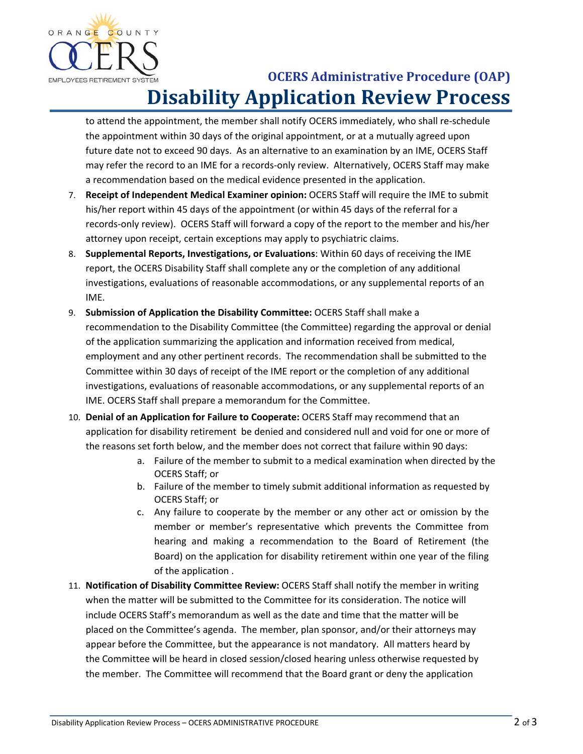to attend the appointment, the member shall notify OCERS immediately, who shall re-schedule the appointment within 30 days of the original appointment, or at a mutually agreed upon future date not to exceed 90 days. As an alternative to an examination by an IME, OCERS Staff may refer the record to an IME for a records-only review. Alternatively, OCERS Staff may make a recommendation based on the medical evidence presented in the application.

7. **Receipt of Independent Medical Examiner opinion:** OCERS Staff will require the IME to submit his/her report within 45 days of the appointment (or within 45 days of the referral for a records-only review). OCERS Staff will forward a copy of the report to the member and his/her attorney upon receipt, certain exceptions may apply to psychiatric claims.
8. **Supplemental Reports, Investigations, or Evaluations**: Within 60 days of receiving the IME report, the OCERS Disability Staff shall complete any or the completion of any additional investigations, evaluations of reasonable accommodations, or any supplemental reports of an IME.
9. **Submission of Application the Disability Committee:** OCERS Staff shall make a recommendation to the Disability Committee (the Committee) regarding the approval or denial of the application summarizing the application and information received from medical, employment and any other pertinent records. The recommendation shall be submitted to the Committee within 30 days of receipt of the IME report or the completion of any additional investigations, evaluations of reasonable accommodations, or any supplemental reports of an IME. OCERS Staff shall prepare a memorandum for the Committee.
10. **Denial of an Application for Failure to Cooperate:** OCERS Staff may recommend that an application for disability retirement be denied and considered null and void for one or more of the reasons set forth below, and the member does not correct that failure within 90 days:
    a. Failure of the member to submit to a medical examination when directed by the OCERS Staff; or
    b. Failure of the member to timely submit additional information as requested by OCERS Staff; or
    c. Any failure to cooperate by the member or any other act or omission by the member or member's representative which prevents the Committee from hearing and making a recommendation to the Board of Retirement (the Board) on the application for disability retirement within one year of the filing of the application .
11. **Notification of Disability Committee Review:** OCERS Staff shall notify the member in writing when the matter will be submitted to the Committee for its consideration. The notice will include OCERS Staff's memorandum as well as the date and time that the matter will be placed on the Committee's agenda. The member, plan sponsor, and/or their attorneys may appear before the Committee, but the appearance is not mandatory. All matters heard by the Committee will be heard in closed session/closed hearing unless otherwise requested by the member. The Committee will recommend that the Board grant or deny the application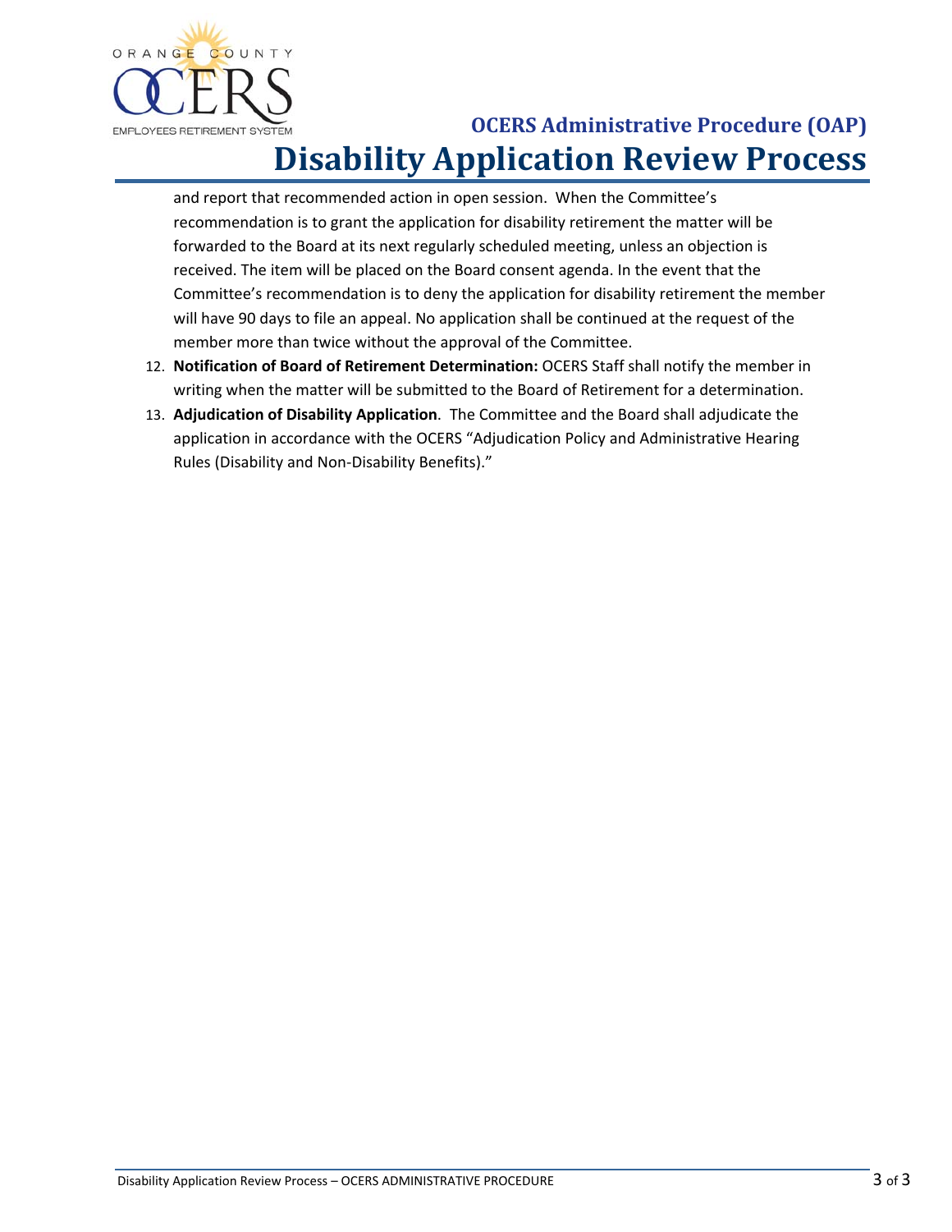and report that recommended action in open session. When the Committee's recommendation is to grant the application for disability retirement the matter will be forwarded to the Board at its next regularly scheduled meeting, unless an objection is received. The item will be placed on the Board consent agenda. In the event that the Committee's recommendation is to deny the application for disability retirement the member will have 90 days to file an appeal. No application shall be continued at the request of the member more than twice without the approval of the Committee.

12. **Notification of Board of Retirement Determination:** OCERS Staff shall notify the member in writing when the matter will be submitted to the Board of Retirement for a determination.
13. **Adjudication of Disability Application**. The Committee and the Board shall adjudicate the application in accordance with the OCERS "Adjudication Policy and Administrative Hearing Rules (Disability and Non-Disability Benefits)."